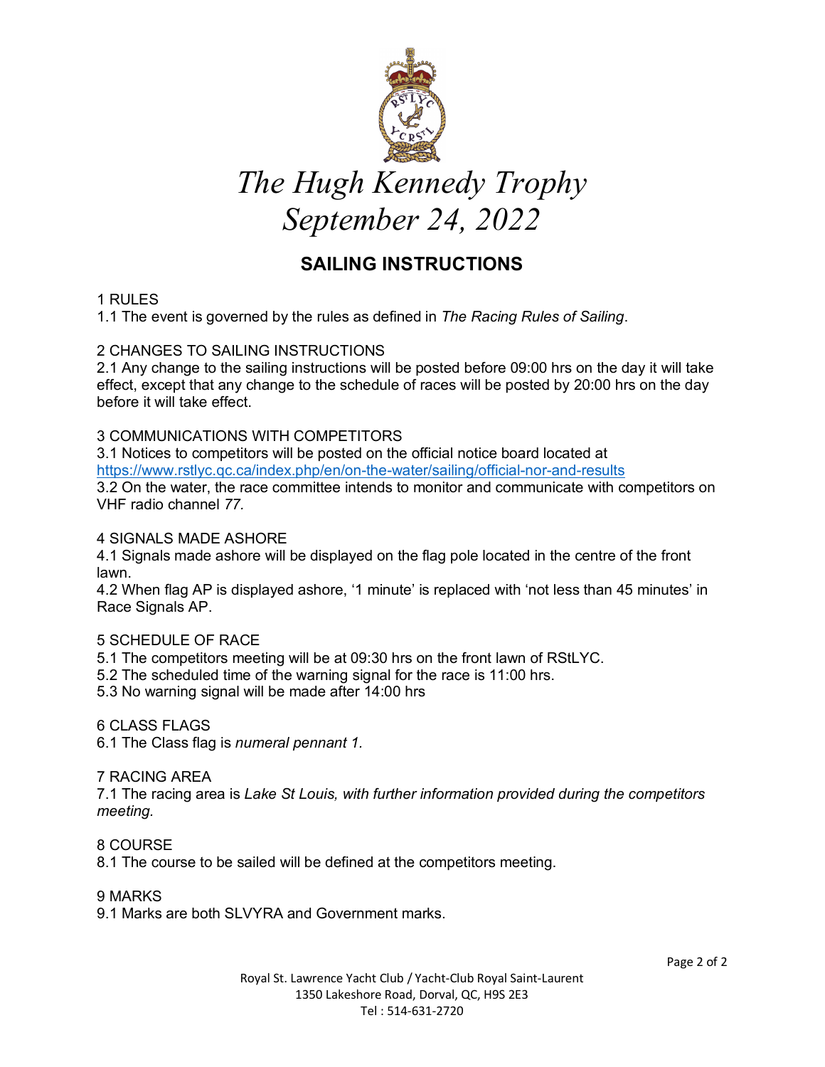# *The Hugh Kennedy Trophy*
# *September 24, 2022*

## SAILING INSTRUCTIONS

1 RULES

1.1 The event is governed by the rules as defined in *The Racing Rules of Sailing*.

2 CHANGES TO SAILING INSTRUCTIONS

2.1 Any change to the sailing instructions will be posted before 09:00 hrs on the day it will take effect, except that any change to the schedule of races will be posted by 20:00 hrs on the day before it will take effect.

3 COMMUNICATIONS WITH COMPETITORS

3.1 Notices to competitors will be posted on the official notice board located at https://www.rstlyc.qc.ca/index.php/en/on-the-water/sailing/official-nor-and-results

3.2 On the water, the race committee intends to monitor and communicate with competitors on VHF radio channel *77.*

4 SIGNALS MADE ASHORE

4.1 Signals made ashore will be displayed on the flag pole located in the centre of the front lawn.

4.2 When flag AP is displayed ashore, '1 minute' is replaced with 'not less than 45 minutes' in Race Signals AP.

5 SCHEDULE OF RACE

5.1 The competitors meeting will be at 09:30 hrs on the front lawn of RStLYC.

5.2 The scheduled time of the warning signal for the race is 11:00 hrs.

5.3 No warning signal will be made after 14:00 hrs

6 CLASS FLAGS

6.1 The Class flag is *numeral pennant 1.*

7 RACING AREA

7.1 The racing area is *Lake St Louis, with further information provided during the competitors meeting.*

8 COURSE

8.1 The course to be sailed will be defined at the competitors meeting.

9 MARKS

9.1 Marks are both SLVYRA and Government marks.

Royal St. Lawrence Yacht Club / Yacht-Club Royal Saint-Laurent
1350 Lakeshore Road, Dorval, QC, H9S 2E3
Tel : 514-631-2720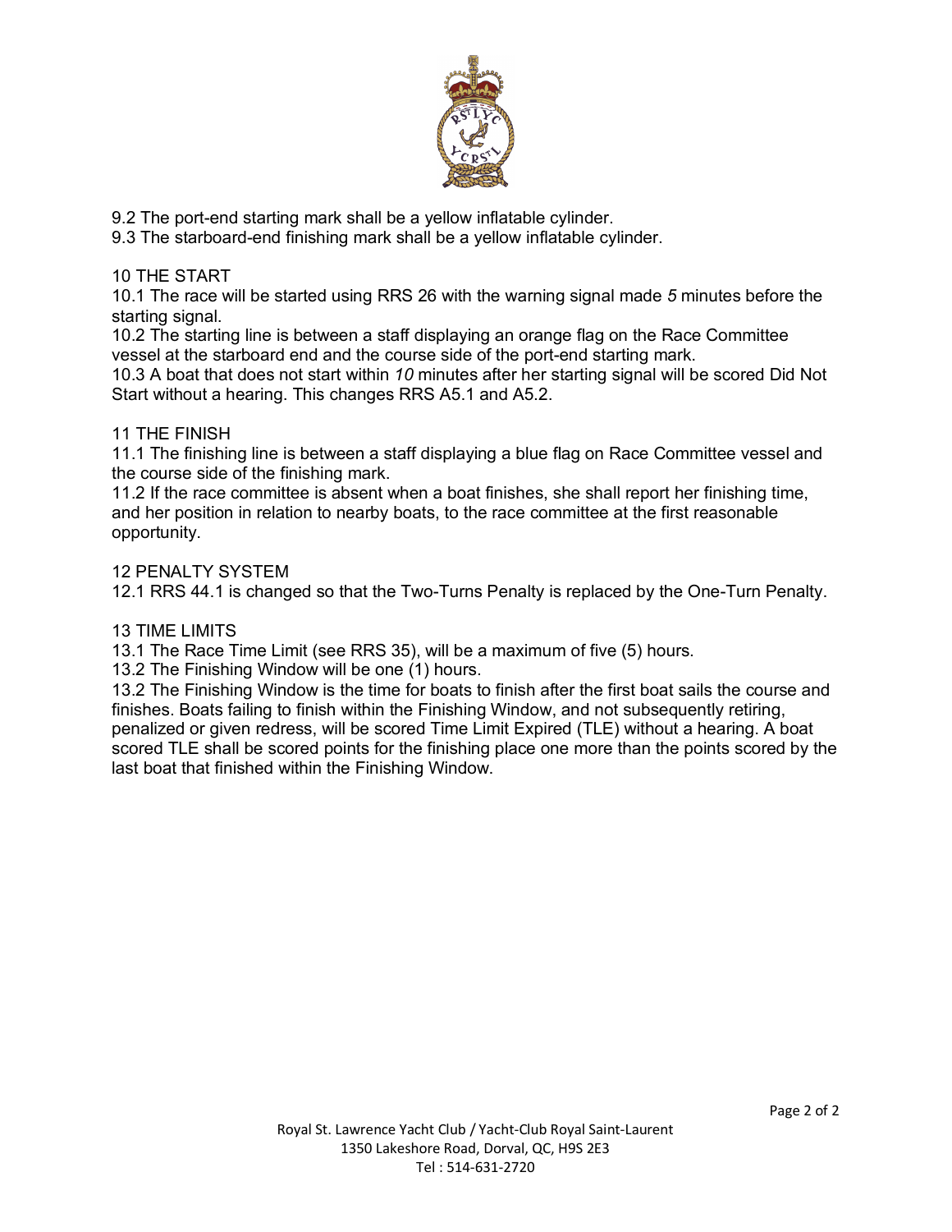9.2 The port-end starting mark shall be a yellow inflatable cylinder.
9.3 The starboard-end finishing mark shall be a yellow inflatable cylinder.

## 10 THE START

10.1 The race will be started using RRS 26 with the warning signal made *5* minutes before the starting signal.
10.2 The starting line is between a staff displaying an orange flag on the Race Committee vessel at the starboard end and the course side of the port-end starting mark.
10.3 A boat that does not start within *10* minutes after her starting signal will be scored Did Not Start without a hearing. This changes RRS A5.1 and A5.2.

## 11 THE FINISH

11.1 The finishing line is between a staff displaying a blue flag on Race Committee vessel and the course side of the finishing mark.
11.2 If the race committee is absent when a boat finishes, she shall report her finishing time, and her position in relation to nearby boats, to the race committee at the first reasonable opportunity.

## 12 PENALTY SYSTEM

12.1 RRS 44.1 is changed so that the Two-Turns Penalty is replaced by the One-Turn Penalty.

## 13 TIME LIMITS

13.1 The Race Time Limit (see RRS 35), will be a maximum of five (5) hours.
13.2 The Finishing Window will be one (1) hours.
13.2 The Finishing Window is the time for boats to finish after the first boat sails the course and finishes. Boats failing to finish within the Finishing Window, and not subsequently retiring, penalized or given redress, will be scored Time Limit Expired (TLE) without a hearing. A boat scored TLE shall be scored points for the finishing place one more than the points scored by the last boat that finished within the Finishing Window.

Royal St. Lawrence Yacht Club / Yacht-Club Royal Saint-Laurent
1350 Lakeshore Road, Dorval, QC, H9S 2E3
Tel : 514-631-2720